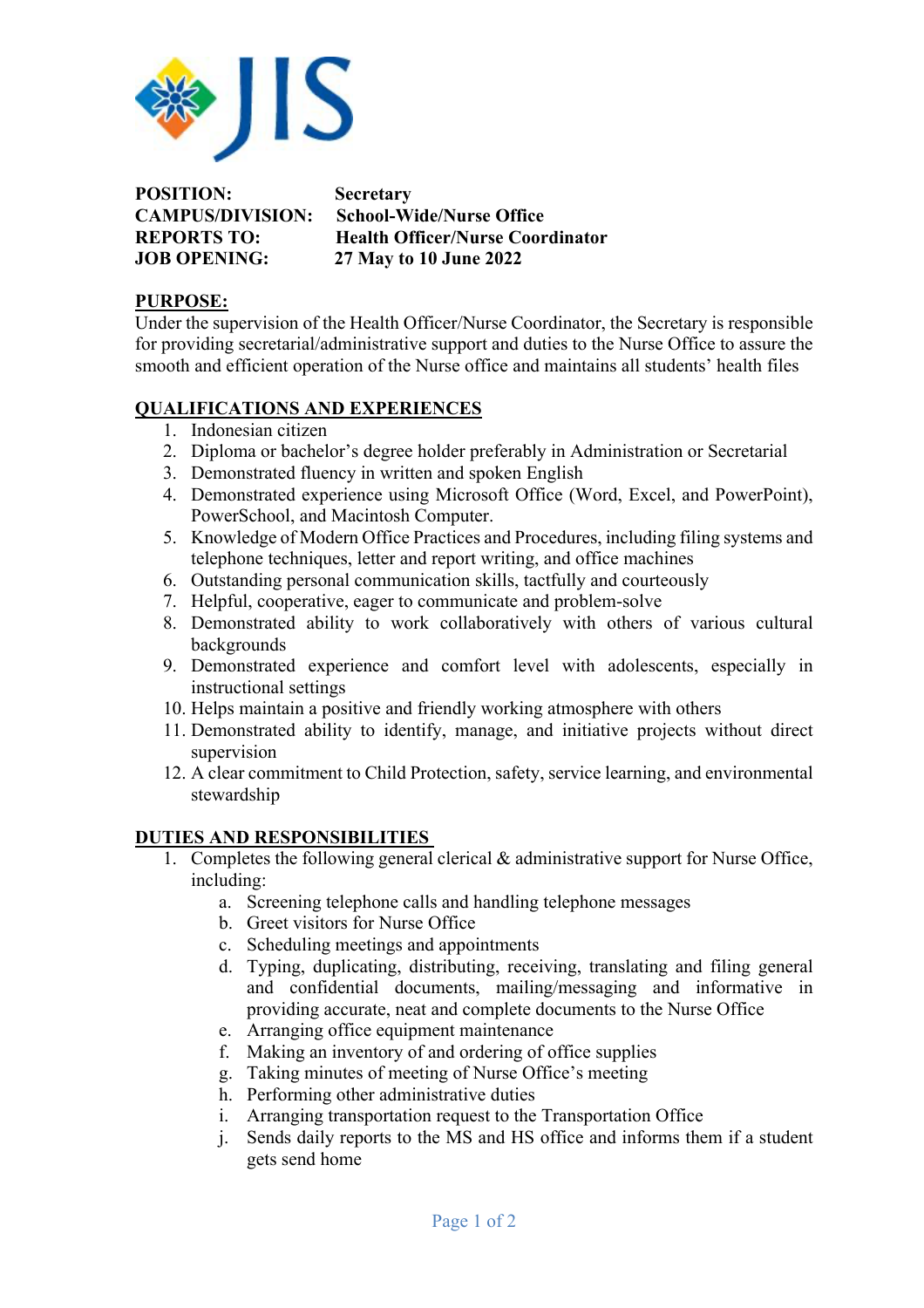JIS

**POSITION:** Secretary
**CAMPUS/DIVISION:** School-Wide/Nurse Office
**REPORTS TO:** Health Officer/Nurse Coordinator
**JOB OPENING:** 27 May to 10 June 2022

## PURPOSE:

Under the supervision of the Health Officer/Nurse Coordinator, the Secretary is responsible for providing secretarial/administrative support and duties to the Nurse Office to assure the smooth and efficient operation of the Nurse office and maintains all students' health files

## QUALIFICATIONS AND EXPERIENCES

1. Indonesian citizen
2. Diploma or bachelor's degree holder preferably in Administration or Secretarial
3. Demonstrated fluency in written and spoken English
4. Demonstrated experience using Microsoft Office (Word, Excel, and PowerPoint), PowerSchool, and Macintosh Computer.
5. Knowledge of Modern Office Practices and Procedures, including filing systems and telephone techniques, letter and report writing, and office machines
6. Outstanding personal communication skills, tactfully and courteously
7. Helpful, cooperative, eager to communicate and problem-solve
8. Demonstrated ability to work collaboratively with others of various cultural backgrounds
9. Demonstrated experience and comfort level with adolescents, especially in instructional settings
10. Helps maintain a positive and friendly working atmosphere with others
11. Demonstrated ability to identify, manage, and initiative projects without direct supervision
12. A clear commitment to Child Protection, safety, service learning, and environmental stewardship

## DUTIES AND RESPONSIBILITIES

1. Completes the following general clerical & administrative support for Nurse Office, including:
   a. Screening telephone calls and handling telephone messages
   b. Greet visitors for Nurse Office
   c. Scheduling meetings and appointments
   d. Typing, duplicating, distributing, receiving, translating and filing general and confidential documents, mailing/messaging and informative in providing accurate, neat and complete documents to the Nurse Office
   e. Arranging office equipment maintenance
   f. Making an inventory of and ordering of office supplies
   g. Taking minutes of meeting of Nurse Office's meeting
   h. Performing other administrative duties
   i. Arranging transportation request to the Transportation Office
   j. Sends daily reports to the MS and HS office and informs them if a student gets send home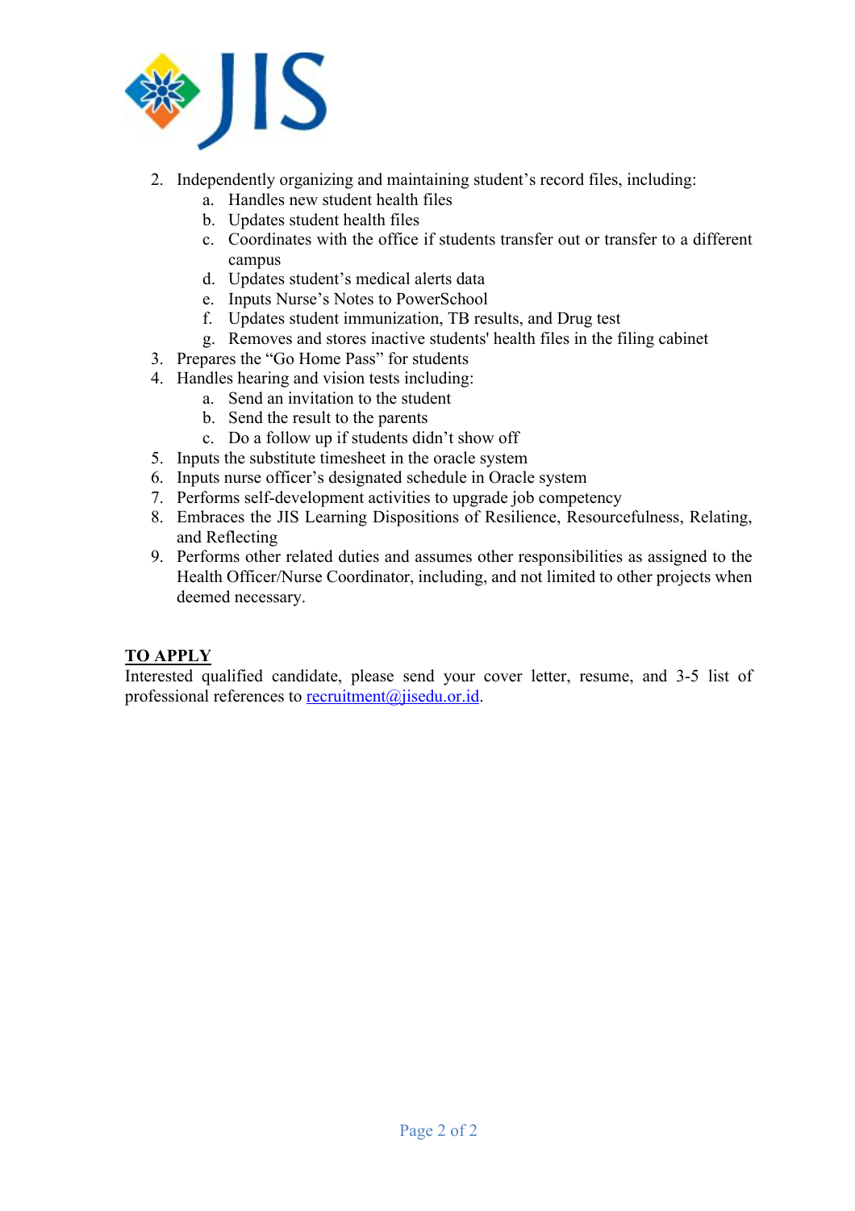2. Independently organizing and maintaining student's record files, including:
    a. Handles new student health files
    b. Updates student health files
    c. Coordinates with the office if students transfer out or transfer to a different campus
    d. Updates student's medical alerts data
    e. Inputs Nurse's Notes to PowerSchool
    f. Updates student immunization, TB results, and Drug test
    g. Removes and stores inactive students' health files in the filing cabinet
3. Prepares the "Go Home Pass" for students
4. Handles hearing and vision tests including:
    a. Send an invitation to the student
    b. Send the result to the parents
    c. Do a follow up if students didn't show off
5. Inputs the substitute timesheet in the oracle system
6. Inputs nurse officer's designated schedule in Oracle system
7. Performs self-development activities to upgrade job competency
8. Embraces the JIS Learning Dispositions of Resilience, Resourcefulness, Relating, and Reflecting
9. Performs other related duties and assumes other responsibilities as assigned to the Health Officer/Nurse Coordinator, including, and not limited to other projects when deemed necessary.

**TO APPLY**

Interested qualified candidate, please send your cover letter, resume, and 3-5 list of professional references to recruitment@jisedu.or.id.